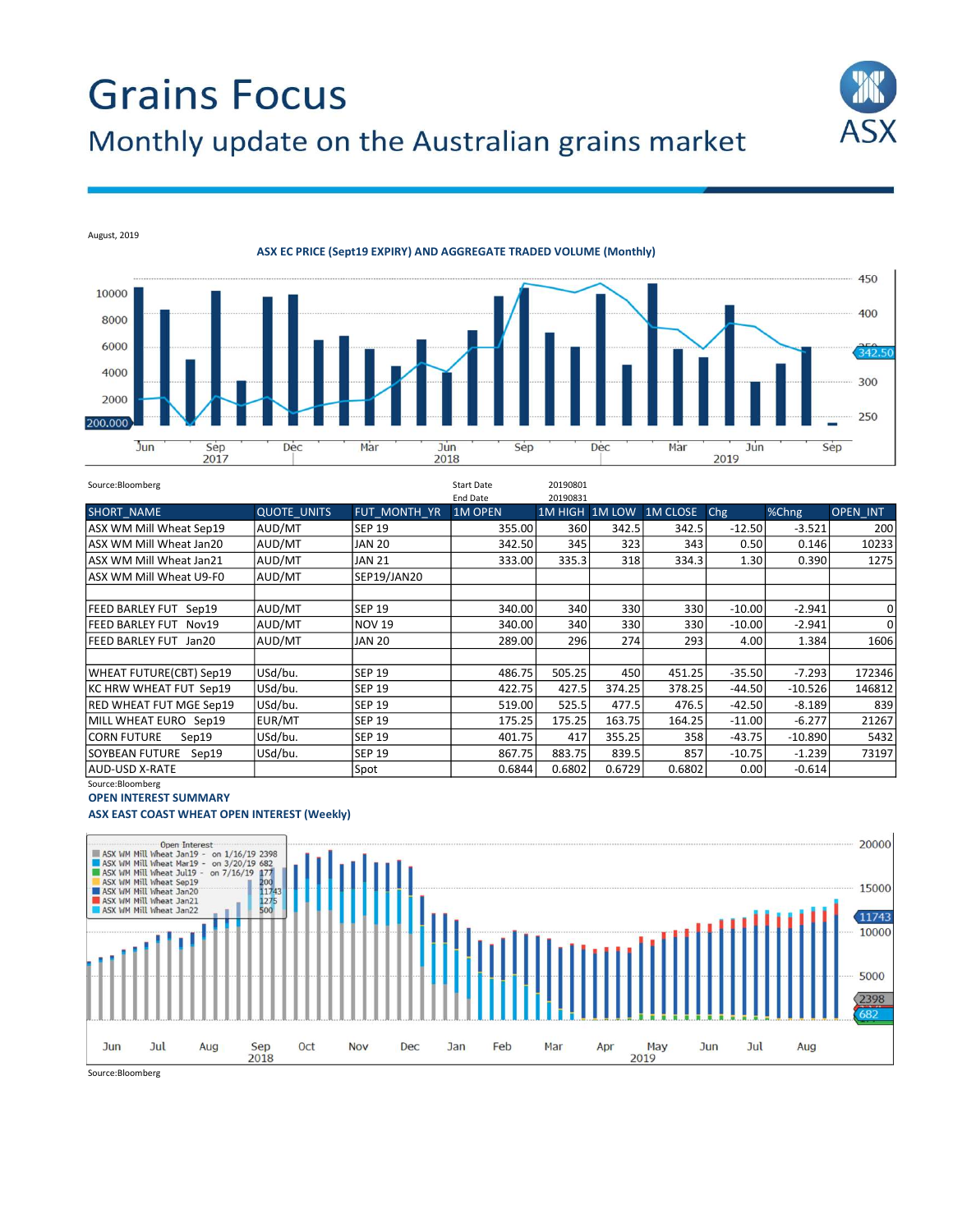# Grains Focus

## Monthly update on the Australian grains market

August, 2019

**ASX EC PRICE (Sept19 EXPIRY) AND AGGREGATE TRADED VOLUME (Monthly)**

Source:Bloomberg

Start Date 20190801
End Date 20190831

| SHORT_NAME | QUOTE_UNITS | FUT_MONTH_YR | 1M OPEN | 1M HIGH | 1M LOW | 1M CLOSE | Chg | %Chng | OPEN_INT |
|---|---|---|---|---|---|---|---|---|---|
| ASX WM Mill Wheat Sep19 | AUD/MT | SEP 19 | 355.00 | 360 | 342.5 | 342.5 | -12.50 | -3.521 | 200 |
| ASX WM Mill Wheat Jan20 | AUD/MT | JAN 20 | 342.50 | 345 | 323 | 343 | 0.50 | 0.146 | 10233 |
| ASX WM Mill Wheat Jan21 | AUD/MT | JAN 21 | 333.00 | 335.3 | 318 | 334.3 | 1.30 | 0.390 | 1275 |
| ASX WM Mill Wheat U9-F0 | AUD/MT | SEP19/JAN20 | | | | | | | |
| | | | | | | | | | |
| FEED BARLEY FUT Sep19 | AUD/MT | SEP 19 | 340.00 | 340 | 330 | 330 | -10.00 | -2.941 | 0 |
| FEED BARLEY FUT Nov19 | AUD/MT | NOV 19 | 340.00 | 340 | 330 | 330 | -10.00 | -2.941 | 0 |
| FEED BARLEY FUT Jan20 | AUD/MT | JAN 20 | 289.00 | 296 | 274 | 293 | 4.00 | 1.384 | 1606 |
| | | | | | | | | | |
| WHEAT FUTURE(CBT) Sep19 | USd/bu. | SEP 19 | 486.75 | 505.25 | 450 | 451.25 | -35.50 | -7.293 | 172346 |
| KC HRW WHEAT FUT Sep19 | USd/bu. | SEP 19 | 422.75 | 427.5 | 374.25 | 378.25 | -44.50 | -10.526 | 146812 |
| RED WHEAT FUT MGE Sep19 | USd/bu. | SEP 19 | 519.00 | 525.5 | 477.5 | 476.5 | -42.50 | -8.189 | 839 |
| MILL WHEAT EURO Sep19 | EUR/MT | SEP 19 | 175.25 | 175.25 | 163.75 | 164.25 | -11.00 | -6.277 | 21267 |
| CORN FUTURE Sep19 | USd/bu. | SEP 19 | 401.75 | 417 | 355.25 | 358 | -43.75 | -10.890 | 5432 |
| SOYBEAN FUTURE Sep19 | USd/bu. | SEP 19 | 867.75 | 883.75 | 839.5 | 857 | -10.75 | -1.239 | 73197 |
| AUD-USD X-RATE | | Spot | 0.6844 | 0.6802 | 0.6729 | 0.6802 | 0.00 | -0.614 | |

Source:Bloomberg

**OPEN INTEREST SUMMARY**

**ASX EAST COAST WHEAT OPEN INTEREST (Weekly)**

Source:Bloomberg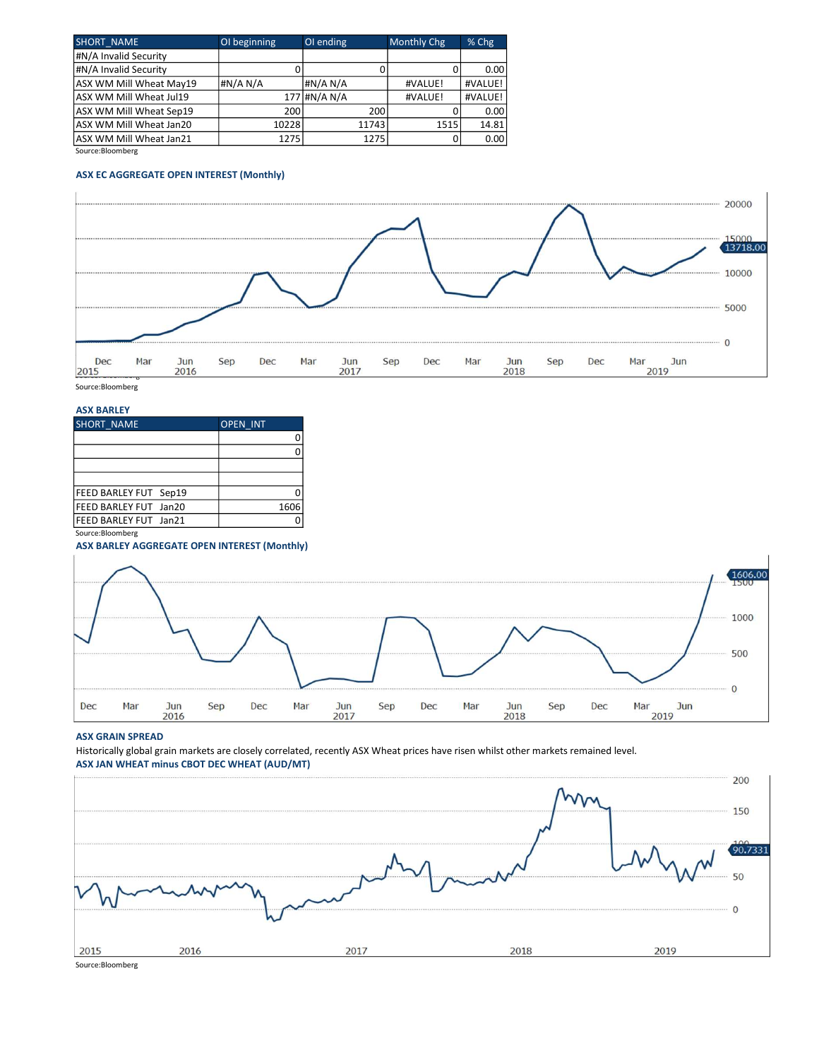| SHORT_NAME | OI beginning | OI ending | Monthly Chg | % Chg |
|---|---|---|---|---|
| #N/A Invalid Security | | | | |
| #N/A Invalid Security | 0 | 0 | 0 | 0.00 |
| ASX WM Mill Wheat May19 | #N/A N/A | #N/A N/A | #VALUE! | #VALUE! |
| ASX WM Mill Wheat Jul19 | 177 | #N/A N/A | #VALUE! | #VALUE! |
| ASX WM Mill Wheat Sep19 | 200 | 200 | 0 | 0.00 |
| ASX WM Mill Wheat Jan20 | 10228 | 11743 | 1515 | 14.81 |
| ASX WM Mill Wheat Jan21 | 1275 | 1275 | 0 | 0.00 |

Source:Bloomberg

**ASX EC AGGREGATE OPEN INTEREST (Monthly)**

Source:Bloomberg

**ASX BARLEY**

| SHORT_NAME | OPEN_INT |
|---|---|
| | 0 |
| | 0 |
| | |
| | |
| FEED BARLEY FUT Sep19 | 0 |
| FEED BARLEY FUT Jan20 | 1606 |
| FEED BARLEY FUT Jan21 | 0 |

Source:Bloomberg

**ASX BARLEY AGGREGATE OPEN INTEREST (Monthly)**

**ASX GRAIN SPREAD**

Historically global grain markets are closely correlated, recently ASX Wheat prices have risen whilst other markets remained level.

**ASX JAN WHEAT minus CBOT DEC WHEAT (AUD/MT)**

Source:Bloomberg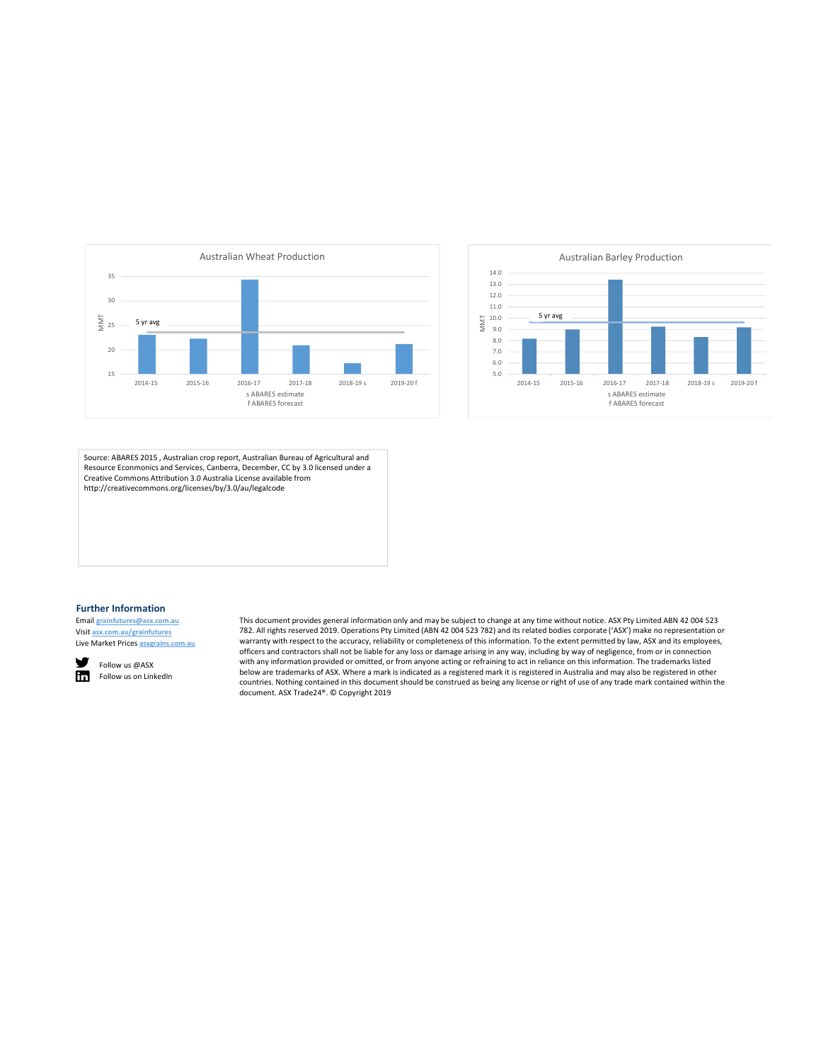Australian Wheat Production

MMT

35
30
25
20
15

5 yr avg

2014-15
2015-16
2016-17
2017-18
2018-19 s
2019-20 f

s ABARES estimate
f ABARES forecast

Australian Barley Production

MMT

14.0
13.0
12.0
11.0
10.0
9.0
8.0
7.0
6.0
5.0

5 yr avg

2014-15
2015-16
2016-17
2017-18
2018-19 s
2019-20 f

s ABARES estimate
f ABARES forecast

Source: ABARES 2015 , Australian crop report, Australian Bureau of Agricultural and Resource Econmonics and Services, Canberra, December, CC by 3.0 licensed under a Creative Commons Attribution 3.0 Australia License available from http://creativecommons.org/licenses/by/3.0/au/legalcode

## Further Information

Email grainfutures@asx.com.au
Visit asx.com.au/grainfutures
Live Market Prices asxgrains.com.au

Follow us @ASX
Follow us on LinkedIn

This document provides general information only and may be subject to change at any time without notice. ASX Pty Limited ABN 42 004 523 782. All rights reserved 2019. Operations Pty Limited (ABN 42 004 523 782) and its related bodies corporate ('ASX') make no representation or warranty with respect to the accuracy, reliability or completeness of this information. To the extent permitted by law, ASX and its employees, officers and contractors shall not be liable for any loss or damage arising in any way, including by way of negligence, from or in connection with any information provided or omitted, or from anyone acting or refraining to act in reliance on this information. The trademarks listed below are trademarks of ASX. Where a mark is indicated as a registered mark it is registered in Australia and may also be registered in other countries. Nothing contained in this document should be construed as being any license or right of use of any trade mark contained within the document. ASX Trade24®. © Copyright 2019